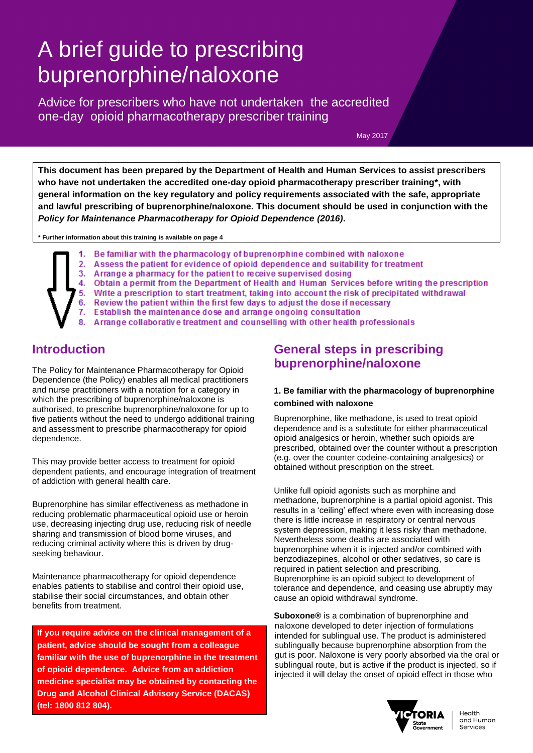# A brief guide to prescribing buprenorphine/naloxone

Advice for prescribers who have not undertaken the accredited one-day opioid pharmacotherapy prescriber training

May 2017

**This document has been prepared by the Department of Health and Human Services to assist prescribers who have not undertaken the accredited one-day opioid pharmacotherapy prescriber training*, with general information on the key regulatory and policy requirements associated with the safe, appropriate and lawful prescribing of buprenorphine/naloxone. This document should be used in conjunction with the *Policy for Maintenance Pharmacotherapy for Opioid Dependence (2016)*.**

**\* Further information about this training is available on page 4**

1. Be familiar with the pharmacology of buprenorphine combined with naloxone
2. Assess the patient for evidence of opioid dependence and suitability for treatment
3. Arrange a pharmacy for the patient to receive supervised dosing
4. Obtain a permit from the Department of Health and Human Services before writing the prescription
5. Write a prescription to start treatment, taking into account the risk of precipitated withdrawal
6. Review the patient within the first few days to adjust the dose if necessary
7. Establish the maintenance dose and arrange ongoing consultation
8. Arrange collaborative treatment and counselling with other health professionals

## Introduction

The Policy for Maintenance Pharmacotherapy for Opioid Dependence (the Policy) enables all medical practitioners and nurse practitioners with a notation for a category in which the prescribing of buprenorphine/naloxone is authorised, to prescribe buprenorphine/naloxone for up to five patients without the need to undergo additional training and assessment to prescribe pharmacotherapy for opioid dependence.

This may provide better access to treatment for opioid dependent patients, and encourage integration of treatment of addiction with general health care.

Buprenorphine has similar effectiveness as methadone in reducing problematic pharmaceutical opioid use or heroin use, decreasing injecting drug use, reducing risk of needle sharing and transmission of blood borne viruses, and reducing criminal activity where this is driven by drug-seeking behaviour.

Maintenance pharmacotherapy for opioid dependence enables patients to stabilise and control their opioid use, stabilise their social circumstances, and obtain other benefits from treatment.

**If you require advice on the clinical management of a patient, advice should be sought from a colleague familiar with the use of buprenorphine in the treatment of opioid dependence. Advice from an addiction medicine specialist may be obtained by contacting the Drug and Alcohol Clinical Advisory Service (DACAS) (tel: 1800 812 804).**

## General steps in prescribing buprenorphine/naloxone

### 1. Be familiar with the pharmacology of buprenorphine combined with naloxone

Buprenorphine, like methadone, is used to treat opioid dependence and is a substitute for either pharmaceutical opioid analgesics or heroin, whether such opioids are prescribed, obtained over the counter without a prescription (e.g. over the counter codeine-containing analgesics) or obtained without prescription on the street.

Unlike full opioid agonists such as morphine and methadone, buprenorphine is a partial opioid agonist. This results in a 'ceiling' effect where even with increasing dose there is little increase in respiratory or central nervous system depression, making it less risky than methadone. Nevertheless some deaths are associated with buprenorphine when it is injected and/or combined with benzodiazepines, alcohol or other sedatives, so care is required in patient selection and prescribing. Buprenorphine is an opioid subject to development of tolerance and dependence, and ceasing use abruptly may cause an opioid withdrawal syndrome.

**Suboxone®** is a combination of buprenorphine and naloxone developed to deter injection of formulations intended for sublingual use. The product is administered sublingually because buprenorphine absorption from the gut is poor. Naloxone is very poorly absorbed via the oral or sublingual route, but is active if the product is injected, so if injected it will delay the onset of opioid effect in those who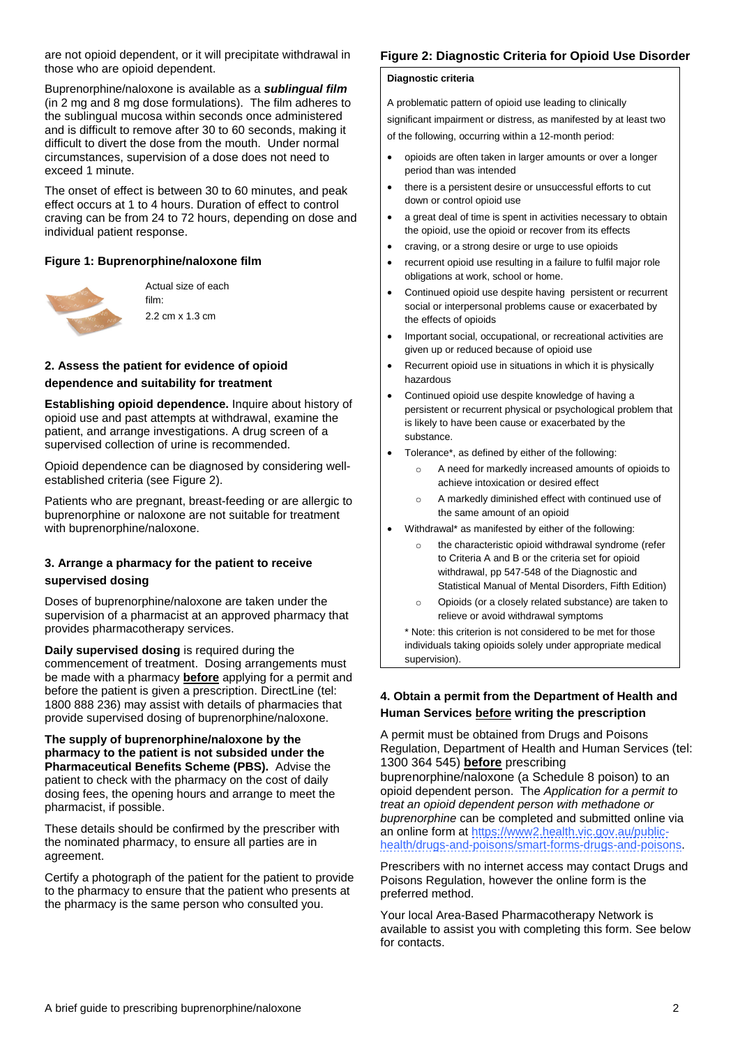are not opioid dependent, or it will precipitate withdrawal in those who are opioid dependent.

Buprenorphine/naloxone is available as a ***sublingual film*** (in 2 mg and 8 mg dose formulations). The film adheres to the sublingual mucosa within seconds once administered and is difficult to remove after 30 to 60 seconds, making it difficult to divert the dose from the mouth. Under normal circumstances, supervision of a dose does not need to exceed 1 minute.

The onset of effect is between 30 to 60 minutes, and peak effect occurs at 1 to 4 hours. Duration of effect to control craving can be from 24 to 72 hours, depending on dose and individual patient response.

**Figure 1: Buprenorphine/naloxone film**

Actual size of each film:
2.2 cm x 1.3 cm

### 2. Assess the patient for evidence of opioid dependence and suitability for treatment

**Establishing opioid dependence.** Inquire about history of opioid use and past attempts at withdrawal, examine the patient, and arrange investigations. A drug screen of a supervised collection of urine is recommended.

Opioid dependence can be diagnosed by considering well-established criteria (see Figure 2).

Patients who are pregnant, breast-feeding or are allergic to buprenorphine or naloxone are not suitable for treatment with buprenorphine/naloxone.

### 3. Arrange a pharmacy for the patient to receive supervised dosing

Doses of buprenorphine/naloxone are taken under the supervision of a pharmacist at an approved pharmacy that provides pharmacotherapy services.

**Daily supervised dosing** is required during the commencement of treatment. Dosing arrangements must be made with a pharmacy **before** applying for a permit and before the patient is given a prescription. DirectLine (tel: 1800 888 236) may assist with details of pharmacies that provide supervised dosing of buprenorphine/naloxone.

**The supply of buprenorphine/naloxone by the pharmacy to the patient is not subsided under the Pharmaceutical Benefits Scheme (PBS).** Advise the patient to check with the pharmacy on the cost of daily dosing fees, the opening hours and arrange to meet the pharmacist, if possible.

These details should be confirmed by the prescriber with the nominated pharmacy, to ensure all parties are in agreement.

Certify a photograph of the patient for the patient to provide to the pharmacy to ensure that the patient who presents at the pharmacy is the same person who consulted you.

**Figure 2: Diagnostic Criteria for Opioid Use Disorder**

**Diagnostic criteria**

A problematic pattern of opioid use leading to clinically significant impairment or distress, as manifested by at least two of the following, occurring within a 12-month period:

- opioids are often taken in larger amounts or over a longer period than was intended
- there is a persistent desire or unsuccessful efforts to cut down or control opioid use
- a great deal of time is spent in activities necessary to obtain the opioid, use the opioid or recover from its effects
- craving, or a strong desire or urge to use opioids
- recurrent opioid use resulting in a failure to fulfil major role obligations at work, school or home.
- Continued opioid use despite having persistent or recurrent social or interpersonal problems cause or exacerbated by the effects of opioids
- Important social, occupational, or recreational activities are given up or reduced because of opioid use
- Recurrent opioid use in situations in which it is physically hazardous
- Continued opioid use despite knowledge of having a persistent or recurrent physical or psychological problem that is likely to have been cause or exacerbated by the substance.
- Tolerance*, as defined by either of the following:
  - A need for markedly increased amounts of opioids to achieve intoxication or desired effect
  - A markedly diminished effect with continued use of the same amount of an opioid
- Withdrawal* as manifested by either of the following:
  - the characteristic opioid withdrawal syndrome (refer to Criteria A and B or the criteria set for opioid withdrawal, pp 547-548 of the Diagnostic and Statistical Manual of Mental Disorders, Fifth Edition)
  - Opioids (or a closely related substance) are taken to relieve or avoid withdrawal symptoms

  * Note: this criterion is not considered to be met for those individuals taking opioids solely under appropriate medical supervision).

### 4. Obtain a permit from the Department of Health and Human Services before writing the prescription

A permit must be obtained from Drugs and Poisons Regulation, Department of Health and Human Services (tel: 1300 364 545) **before** prescribing buprenorphine/naloxone (a Schedule 8 poison) to an opioid dependent person. The *Application for a permit to treat an opioid dependent person with methadone or buprenorphine* can be completed and submitted online via an online form at https://www2.health.vic.gov.au/public-health/drugs-and-poisons/smart-forms-drugs-and-poisons.

Prescribers with no internet access may contact Drugs and Poisons Regulation, however the online form is the preferred method.

Your local Area-Based Pharmacotherapy Network is available to assist you with completing this form. See below for contacts.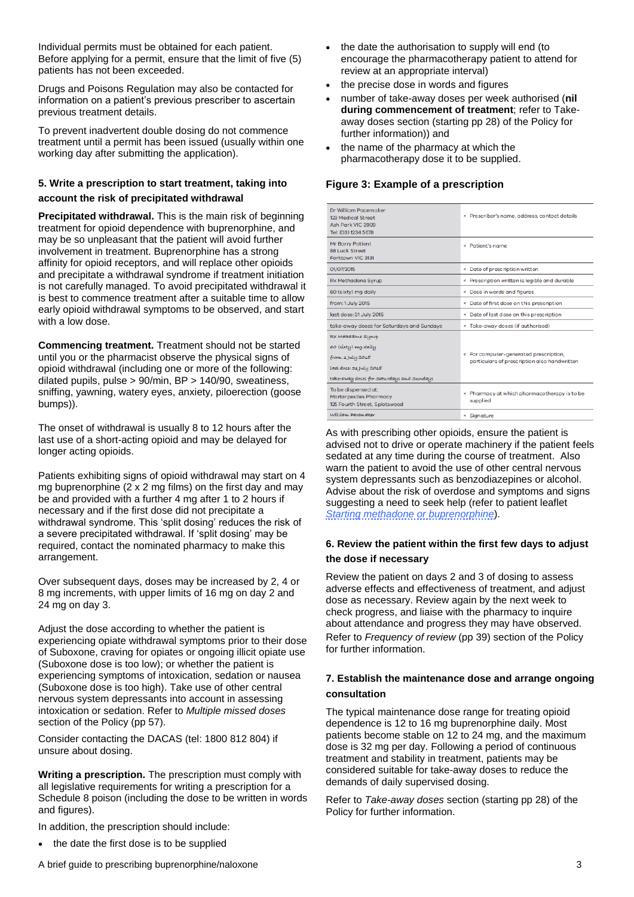Individual permits must be obtained for each patient. Before applying for a permit, ensure that the limit of five (5) patients has not been exceeded.

Drugs and Poisons Regulation may also be contacted for information on a patient's previous prescriber to ascertain previous treatment details.

To prevent inadvertent double dosing do not commence treatment until a permit has been issued (usually within one working day after submitting the application).

### 5. Write a prescription to start treatment, taking into account the risk of precipitated withdrawal

**Precipitated withdrawal.** This is the main risk of beginning treatment for opioid dependence with buprenorphine, and may be so unpleasant that the patient will avoid further involvement in treatment. Buprenorphine has a strong affinity for opioid receptors, and will replace other opioids and precipitate a withdrawal syndrome if treatment initiation is not carefully managed. To avoid precipitated withdrawal it is best to commence treatment after a suitable time to allow early opioid withdrawal symptoms to be observed, and start with a low dose.

**Commencing treatment.** Treatment should not be started until you or the pharmacist observe the physical signs of opioid withdrawal (including one or more of the following: dilated pupils, pulse > 90/min, BP > 140/90, sweatiness, sniffing, yawning, watery eyes, anxiety, piloerection (goose bumps)).

The onset of withdrawal is usually 8 to 12 hours after the last use of a short-acting opioid and may be delayed for longer acting opioids.

Patients exhibiting signs of opioid withdrawal may start on 4 mg buprenorphine (2 x 2 mg films) on the first day and may be and provided with a further 4 mg after 1 to 2 hours if necessary and if the first dose did not precipitate a withdrawal syndrome. This 'split dosing' reduces the risk of a severe precipitated withdrawal. If 'split dosing' may be required, contact the nominated pharmacy to make this arrangement.

Over subsequent days, doses may be increased by 2, 4 or 8 mg increments, with upper limits of 16 mg on day 2 and 24 mg on day 3.

Adjust the dose according to whether the patient is experiencing opiate withdrawal symptoms prior to their dose of Suboxone, craving for opiates or ongoing illicit opiate use (Suboxone dose is too low); or whether the patient is experiencing symptoms of intoxication, sedation or nausea (Suboxone dose is too high). Take use of other central nervous system depressants into account in assessing intoxication or sedation. Refer to *Multiple missed doses* section of the Policy (pp 57).

Consider contacting the DACAS (tel: 1800 812 804) if unsure about dosing.

**Writing a prescription.** The prescription must comply with all legislative requirements for writing a prescription for a Schedule 8 poison (including the dose to be written in words and figures).

In addition, the prescription should include:

- the date the first dose is to be supplied
- the date the authorisation to supply will end (to encourage the pharmacotherapy patient to attend for review at an appropriate interval)
- the precise dose in words and figures
- number of take-away doses per week authorised (**nil during commencement of treatment**; refer to Take-away doses section (starting pp 28) of the Policy for further information)) and
- the name of the pharmacy at which the pharmacotherapy dose it to be supplied.

### Figure 3: Example of a prescription

| Prescription | Notes |
|---|---|
| Dr William Pacemaker<br>123 Medical Street<br>Ash Park VIC 3999<br>Tel: (03) 1234 5678 | < Prescriber's name, address, contact details |
| Mr Barry Patient<br>88 Luck Street<br>Forktown VIC 3131 | < Patient's name |
| 01/07/2015 | < Date of prescription written |
| Rx Methadone Syrup | < Prescription written is legible and durable |
| 60 (sixty) mg daily | < Dose in words and figures |
| from: 1 July 2015 | < Date of first dose on this prescription |
| last dose: 31 July 2015 | < Date of last dose on this prescription |
| take-away doses for Saturdays and Sundays | < Take-away doses (if authorised) |
| Rx Methadone Syrup<br>60 (sixty) mg daily<br>from: 1 July 2015<br>last dose: 31 July 2015<br>take-away doses for Saturdays and Sundays | < For computer-generated prescription, particulars of prescription also handwritten |
| To be dispensed at:<br>Mortarpestles Pharmacy<br>125 Fourth Street, Spotswood | < Pharmacy at which pharmacotherapy is to be supplied |
| William Pacemaker | < Signature |

As with prescribing other opioids, ensure the patient is advised not to drive or operate machinery if the patient feels sedated at any time during the course of treatment. Also warn the patient to avoid the use of other central nervous system depressants such as benzodiazepines or alcohol. Advise about the risk of overdose and symptoms and signs suggesting a need to seek help (refer to patient leaflet *Starting methadone or buprenorphine*).

### 6. Review the patient within the first few days to adjust the dose if necessary

Review the patient on days 2 and 3 of dosing to assess adverse effects and effectiveness of treatment, and adjust dose as necessary. Review again by the next week to check progress, and liaise with the pharmacy to inquire about attendance and progress they may have observed. Refer to *Frequency of review* (pp 39) section of the Policy for further information.

### 7. Establish the maintenance dose and arrange ongoing consultation

The typical maintenance dose range for treating opioid dependence is 12 to 16 mg buprenorphine daily. Most patients become stable on 12 to 24 mg, and the maximum dose is 32 mg per day. Following a period of continuous treatment and stability in treatment, patients may be considered suitable for take-away doses to reduce the demands of daily supervised dosing.

Refer to *Take-away doses* section (starting pp 28) of the Policy for further information.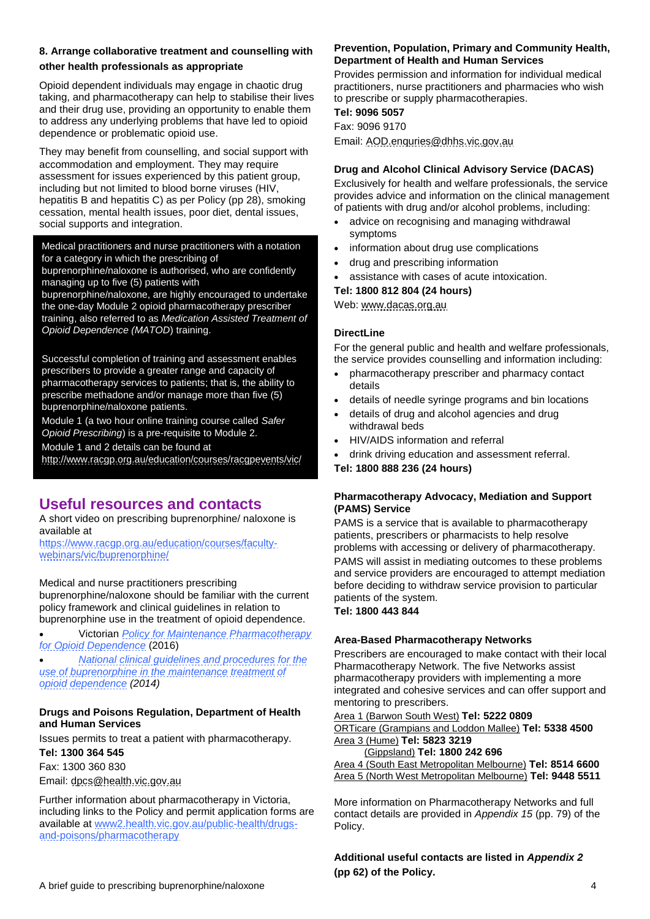### 8. Arrange collaborative treatment and counselling with other health professionals as appropriate

Opioid dependent individuals may engage in chaotic drug taking, and pharmacotherapy can help to stabilise their lives and their drug use, providing an opportunity to enable them to address any underlying problems that have led to opioid dependence or problematic opioid use.

They may benefit from counselling, and social support with accommodation and employment. They may require assessment for issues experienced by this patient group, including but not limited to blood borne viruses (HIV, hepatitis B and hepatitis C) as per Policy (pp 28), smoking cessation, mental health issues, poor diet, dental issues, social supports and integration.

Medical practitioners and nurse practitioners with a notation for a category in which the prescribing of buprenorphine/naloxone is authorised, who are confidently managing up to five (5) patients with buprenorphine/naloxone, are highly encouraged to undertake the one-day Module 2 opioid pharmacotherapy prescriber training, also referred to as *Medication Assisted Treatment of Opioid Dependence (MATOD)* training.

Successful completion of training and assessment enables prescribers to provide a greater range and capacity of pharmacotherapy services to patients; that is, the ability to prescribe methadone and/or manage more than five (5) buprenorphine/naloxone patients.

Module 1 (a two hour online training course called *Safer Opioid Prescribing*) is a pre-requisite to Module 2.

Module 1 and 2 details can be found at http://www.racgp.org.au/education/courses/racgpevents/vic/

## Useful resources and contacts

A short video on prescribing buprenorphine/ naloxone is available at https://www.racgp.org.au/education/courses/faculty-webinars/vic/buprenorphine/

Medical and nurse practitioners prescribing buprenorphine/naloxone should be familiar with the current policy framework and clinical guidelines in relation to buprenorphine use in the treatment of opioid dependence.

- Victorian *Policy for Maintenance Pharmacotherapy for Opioid Dependence* (2016)
- *National clinical guidelines and procedures for the use of buprenorphine in the maintenance treatment of opioid dependence (2014)*

**Drugs and Poisons Regulation, Department of Health and Human Services**

Issues permits to treat a patient with pharmacotherapy.

**Tel: 1300 364 545**

Fax: 1300 360 830

Email: dpcs@health.vic.gov.au

Further information about pharmacotherapy in Victoria, including links to the Policy and permit application forms are available at www2.health.vic.gov.au/public-health/drugs-and-poisons/pharmacotherapy

**Prevention, Population, Primary and Community Health, Department of Health and Human Services**

Provides permission and information for individual medical practitioners, nurse practitioners and pharmacies who wish to prescribe or supply pharmacotherapies.

**Tel: 9096 5057**

Fax: 9096 9170

Email: AOD.enquries@dhhs.vic.gov.au

**Drug and Alcohol Clinical Advisory Service (DACAS)**

Exclusively for health and welfare professionals, the service provides advice and information on the clinical management of patients with drug and/or alcohol problems, including:

- advice on recognising and managing withdrawal symptoms
- information about drug use complications
- drug and prescribing information
- assistance with cases of acute intoxication.

**Tel: 1800 812 804 (24 hours)**

Web: www.dacas.org.au

**DirectLine**

For the general public and health and welfare professionals, the service provides counselling and information including:

- pharmacotherapy prescriber and pharmacy contact details
- details of needle syringe programs and bin locations
- details of drug and alcohol agencies and drug withdrawal beds
- HIV/AIDS information and referral
- drink driving education and assessment referral.

**Tel: 1800 888 236 (24 hours)**

**Pharmacotherapy Advocacy, Mediation and Support (PAMS) Service**

PAMS is a service that is available to pharmacotherapy patients, prescribers or pharmacists to help resolve problems with accessing or delivery of pharmacotherapy.

PAMS will assist in mediating outcomes to these problems and service providers are encouraged to attempt mediation before deciding to withdraw service provision to particular patients of the system.

**Tel: 1800 443 844**

**Area-Based Pharmacotherapy Networks**

Prescribers are encouraged to make contact with their local Pharmacotherapy Network. The five Networks assist pharmacotherapy providers with implementing a more integrated and cohesive services and can offer support and mentoring to prescribers.

Area 1 (Barwon South West) **Tel: 5222 0809**
ORTicare (Grampians and Loddon Mallee) **Tel: 5338 4500**
Area 3 (Hume) **Tel: 5823 3219**
(Gippsland) **Tel: 1800 242 696**
Area 4 (South East Metropolitan Melbourne) **Tel: 8514 6600**
Area 5 (North West Metropolitan Melbourne) **Tel: 9448 5511**

More information on Pharmacotherapy Networks and full contact details are provided in *Appendix 15* (pp. 79) of the Policy.

**Additional useful contacts are listed in *Appendix 2* (pp 62) of the Policy.**